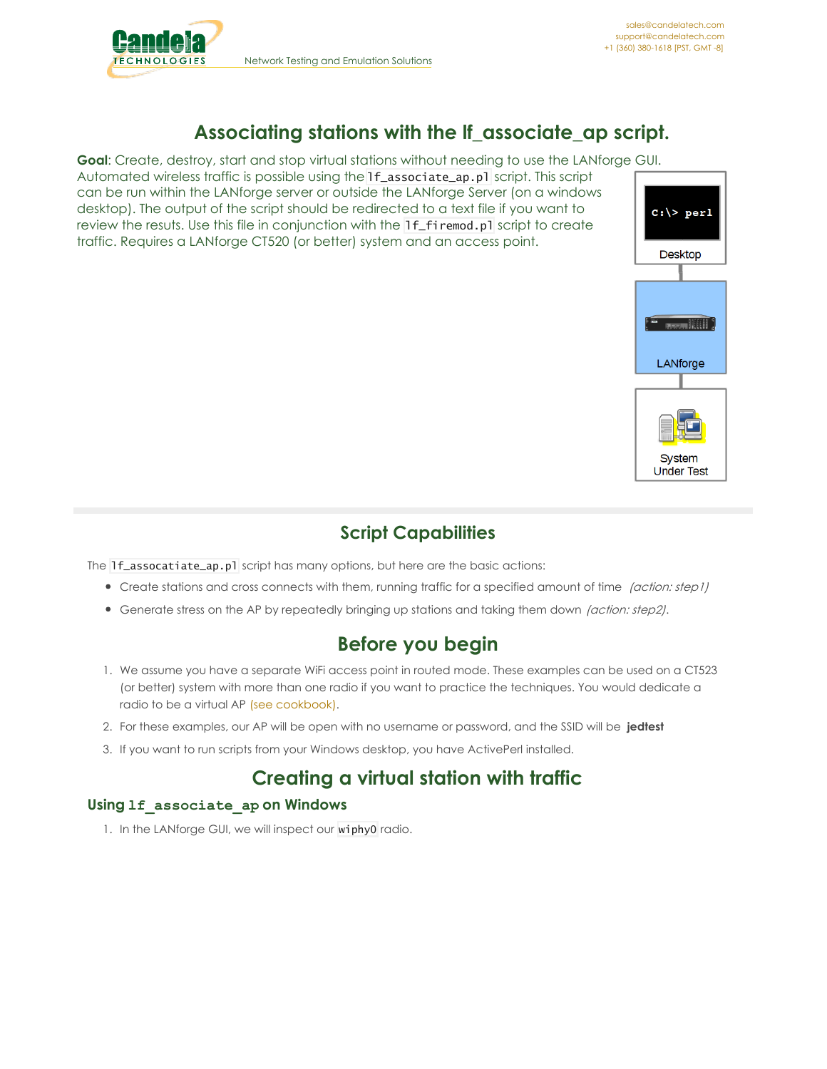# Associating stations with the lf_associate_ap script.

**Goal**: Create, destroy, start and stop virtual stations without needing to use the LANforge GUI.

Automated wireless traffic is possible using the `lf_associate_ap.pl` script. This script can be run within the LANforge server or outside the LANforge Server (on a windows desktop). The output of the script should be redirected to a text file if you want to review the results. Use this file in conjunction with the `lf_firemod.pl` script to create traffic. Requires a LANforge CT520 (or better) system and an access point.

## Script Capabilities

The `lf_assocatiate_ap.pl` script has many options, but here are the basic actions:

- Create stations and cross connects with them, running traffic for a specified amount of time *(action: step1)*
- Generate stress on the AP by repeatedly bringing up stations and taking them down *(action: step2)*.

## Before you begin

1. We assume you have a separate WiFi access point in routed mode. These examples can be used on a CT523 (or better) system with more than one radio if you want to practice the techniques. You would dedicate a radio to be a virtual AP (see cookbook).
2. For these examples, our AP will be open with no username or password, and the SSID will be **jedtest**
3. If you want to run scripts from your Windows desktop, you have ActivePerl installed.

## Creating a virtual station with traffic

### Using `lf_associate_ap` on Windows

1. In the LANforge GUI, we will inspect our `wiphy0` radio.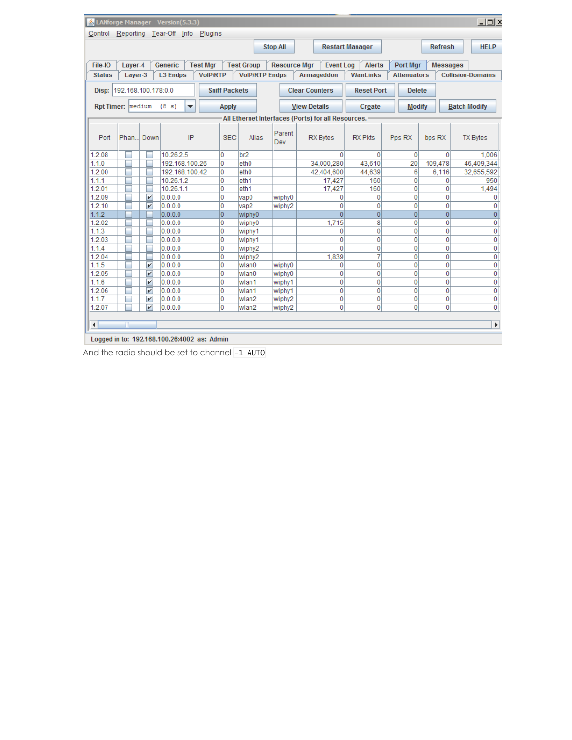LANforge Manager Version(5.3.3)

Control Reporting Tear-Off Info Plugins

Stop All | Restart Manager | Refresh | HELP

File-IO | Layer-4 | Generic | Test Mgr | Test Group | Resource Mgr | Event Log | Alerts | Port Mgr | Messages

Status | Layer-3 | L3 Endps | VoIP/RTP | VoIP/RTP Endps | Armageddon | WanLinks | Attenuators | Collision-Domains

Disp: 192.168.100.178:0.0 | Sniff Packets | Clear Counters | Reset Port | Delete

Rpt Timer: medium (8 s) | Apply | View Details | Create | Modify | Batch Modify

All Ethernet Interfaces (Ports) for all Resources.

| Port | Phan... | Down | IP | SEC | Alias | Parent Dev | RX Bytes | RX Pkts | Pps RX | bps RX | TX Bytes |
|---|---|---|---|---|---|---|---|---|---|---|---|
| 1.2.08 | ☐ | ☐ | 10.26.2.5 | 0 | br2 | | 0 | 0 | 0 | 0 | 1,006 |
| 1.1.0 | ☐ | ☐ | 192.168.100.26 | 0 | eth0 | | 34,000,280 | 43,610 | 20 | 109,478 | 46,409,344 |
| 1.2.00 | ☐ | ☐ | 192.168.100.42 | 0 | eth0 | | 42,404,600 | 44,639 | 6 | 6,116 | 32,655,592 |
| 1.1.1 | ☐ | ☐ | 10.26.1.2 | 0 | eth1 | | 17,427 | 160 | 0 | 0 | 950 |
| 1.2.01 | ☐ | ☐ | 10.26.1.1 | 0 | eth1 | | 17,427 | 160 | 0 | 0 | 1,494 |
| 1.2.09 | ☐ | ☑ | 0.0.0.0 | 0 | vap0 | wiphy0 | 0 | 0 | 0 | 0 | 0 |
| 1.2.10 | ☐ | ☑ | 0.0.0.0 | 0 | vap2 | wiphy2 | 0 | 0 | 0 | 0 | 0 |
| 1.1.2 | ☐ | ☐ | 0.0.0.0 | 0 | wiphy0 | | 0 | 0 | 0 | 0 | 0 |
| 1.2.02 | ☐ | ☐ | 0.0.0.0 | 0 | wiphy0 | | 1,715 | 8 | 0 | 0 | 0 |
| 1.1.3 | ☐ | ☐ | 0.0.0.0 | 0 | wiphy1 | | 0 | 0 | 0 | 0 | 0 |
| 1.2.03 | ☐ | ☐ | 0.0.0.0 | 0 | wiphy1 | | 0 | 0 | 0 | 0 | 0 |
| 1.1.4 | ☐ | ☐ | 0.0.0.0 | 0 | wiphy2 | | 0 | 0 | 0 | 0 | 0 |
| 1.2.04 | ☐ | ☐ | 0.0.0.0 | 0 | wiphy2 | | 1,839 | 7 | 0 | 0 | 0 |
| 1.1.5 | ☐ | ☑ | 0.0.0.0 | 0 | wlan0 | wiphy0 | 0 | 0 | 0 | 0 | 0 |
| 1.2.05 | ☐ | ☑ | 0.0.0.0 | 0 | wlan0 | wiphy0 | 0 | 0 | 0 | 0 | 0 |
| 1.1.6 | ☐ | ☑ | 0.0.0.0 | 0 | wlan1 | wiphy1 | 0 | 0 | 0 | 0 | 0 |
| 1.2.06 | ☐ | ☑ | 0.0.0.0 | 0 | wlan1 | wiphy1 | 0 | 0 | 0 | 0 | 0 |
| 1.1.7 | ☐ | ☑ | 0.0.0.0 | 0 | wlan2 | wiphy2 | 0 | 0 | 0 | 0 | 0 |
| 1.2.07 | ☐ | ☑ | 0.0.0.0 | 0 | wlan2 | wiphy2 | 0 | 0 | 0 | 0 | 0 |

Logged in to: 192.168.100.26:4002 as: Admin

And the radio should be set to channel `-1 AUTO`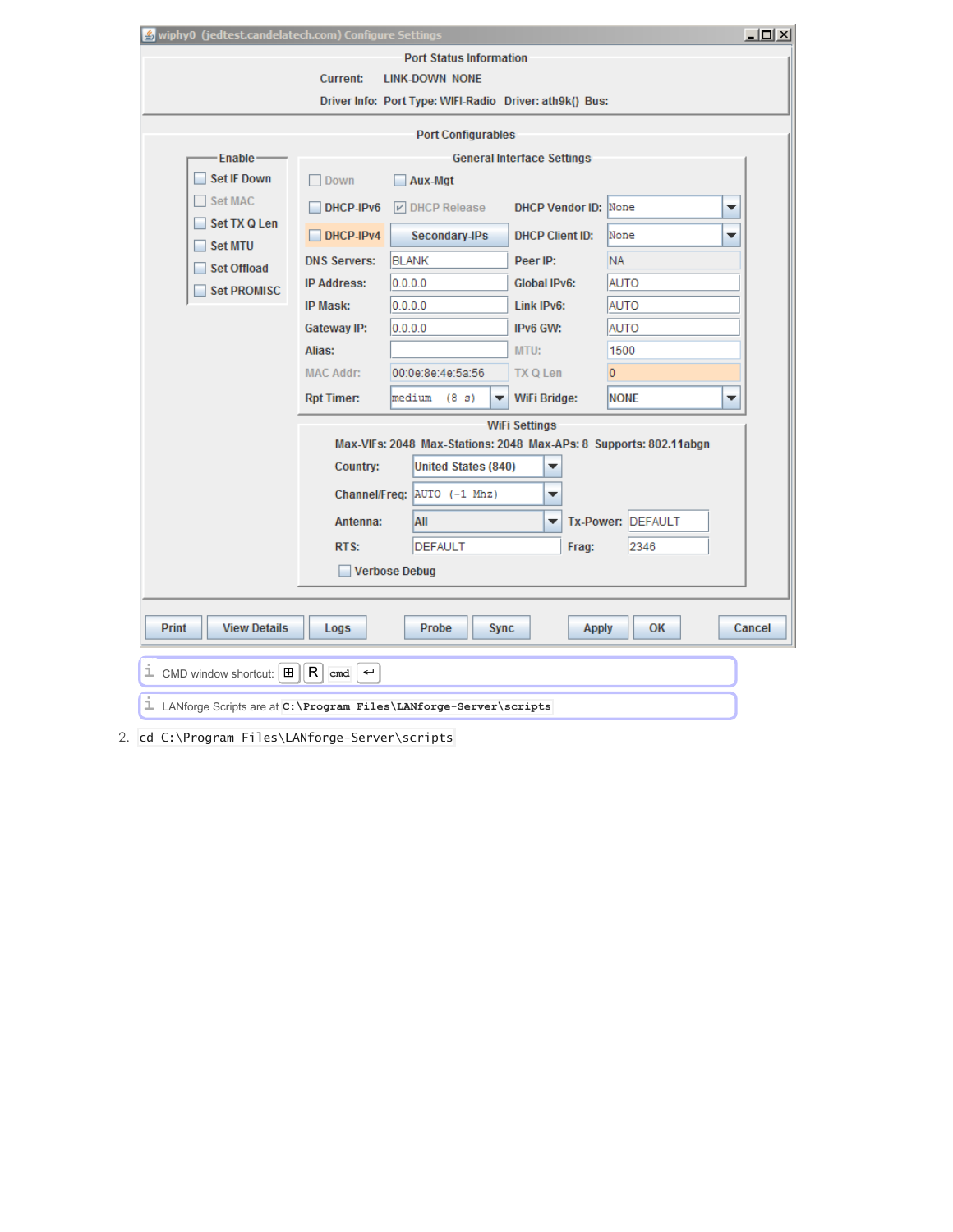wiphy0 (jedtest.candelatech.com) Configure Settings

Port Status Information

Current: LINK-DOWN NONE

Driver Info: Port Type: WIFI-Radio Driver: ath9k() Bus:

Port Configurables

Enable
- Set IF Down
- Set MAC
- Set TX Q Len
- Set MTU
- Set Offload
- Set PROMISC

General Interface Settings

| | | | |
|---|---|---|---|
| Down | Aux-Mgt | | |
| DHCP-IPv6 | DHCP Release | DHCP Vendor ID: | None |
| DHCP-IPv4 | Secondary-IPs | DHCP Client ID: | None |
| DNS Servers: | BLANK | Peer IP: | NA |
| IP Address: | 0.0.0.0 | Global IPv6: | AUTO |
| IP Mask: | 0.0.0.0 | Link IPv6: | AUTO |
| Gateway IP: | 0.0.0.0 | IPv6 GW: | AUTO |
| Alias: | | MTU: | 1500 |
| MAC Addr: | 00:0e:8e:4e:5a:56 | TX Q Len | 0 |
| Rpt Timer: | medium (8 s) | WiFi Bridge: | NONE |

WiFi Settings

Max-VIFs: 2048 Max-Stations: 2048 Max-APs: 8 Supports: 802.11abgn

| | | | |
|---|---|---|---|
| Country: | United States (840) | | |
| Channel/Freq: | AUTO (-1 Mhz) | | |
| Antenna: | All | Tx-Power: | DEFAULT |
| RTS: | DEFAULT | Frag: | 2346 |

Verbose Debug

Print | View Details | Logs | Probe | Sync | Apply | OK | Cancel

> CMD window shortcut: ⊞ R `cmd` ↩

> LANforge Scripts are at `C:\Program Files\LANforge-Server\scripts`

2. `cd C:\Program Files\LANforge-Server\scripts`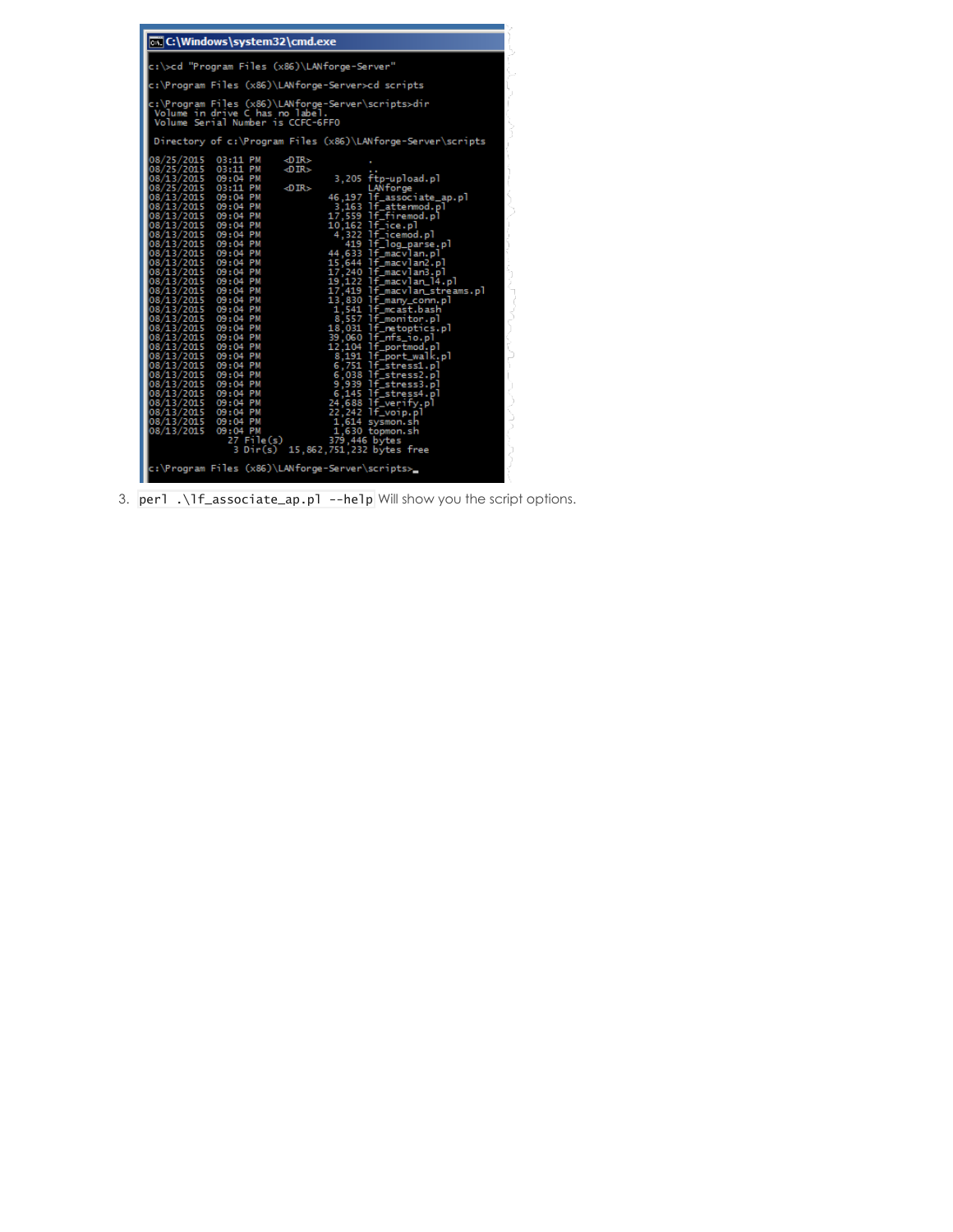```
c:\>cd "Program Files (x86)\LANforge-Server"

c:\Program Files (x86)\LANforge-Server>cd scripts

c:\Program Files (x86)\LANforge-Server\scripts>dir
 Volume in drive C has no label.
 Volume Serial Number is CCFC-6FF0

 Directory of c:\Program Files (x86)\LANforge-Server\scripts

08/25/2015  03:11 PM    <DIR>          .
08/25/2015  03:11 PM    <DIR>          ..
08/13/2015  09:04 PM             3,205 ftp-upload.pl
08/25/2015  03:11 PM    <DIR>          LANforge
08/13/2015  09:04 PM            46,197 lf_associate_ap.pl
08/13/2015  09:04 PM             3,163 lf_attenmod.pl
08/13/2015  09:04 PM            17,559 lf_firemod.pl
08/13/2015  09:04 PM            10,162 lf_ice.pl
08/13/2015  09:04 PM             4,322 lf_icemod.pl
08/13/2015  09:04 PM               419 lf_log_parse.pl
08/13/2015  09:04 PM            44,633 lf_macvlan.pl
08/13/2015  09:04 PM            15,644 lf_macvlan2.pl
08/13/2015  09:04 PM            17,240 lf_macvlan3.pl
08/13/2015  09:04 PM            19,122 lf_macvlan_l4.pl
08/13/2015  09:04 PM            17,419 lf_macvlan_streams.pl
08/13/2015  09:04 PM            13,830 lf_many_conn.pl
08/13/2015  09:04 PM             1,541 lf_mcast.bash
08/13/2015  09:04 PM             8,557 lf_monitor.pl
08/13/2015  09:04 PM            18,031 lf_netoptics.pl
08/13/2015  09:04 PM            39,060 lf_nfs_io.pl
08/13/2015  09:04 PM            12,104 lf_portmod.pl
08/13/2015  09:04 PM             8,191 lf_port_walk.pl
08/13/2015  09:04 PM             6,751 lf_stress1.pl
08/13/2015  09:04 PM             6,038 lf_stress2.pl
08/13/2015  09:04 PM             9,939 lf_stress3.pl
08/13/2015  09:04 PM             6,145 lf_stress4.pl
08/13/2015  09:04 PM            24,688 lf_verify.pl
08/13/2015  09:04 PM            22,242 lf_voip.pl
08/13/2015  09:04 PM             1,614 sysmon.sh
08/13/2015  09:04 PM             1,630 topmon.sh
              27 File(s)        379,446 bytes
               3 Dir(s)  15,862,751,232 bytes free

c:\Program Files (x86)\LANforge-Server\scripts>_
```

3. `perl .\lf_associate_ap.pl --help` Will show you the script options.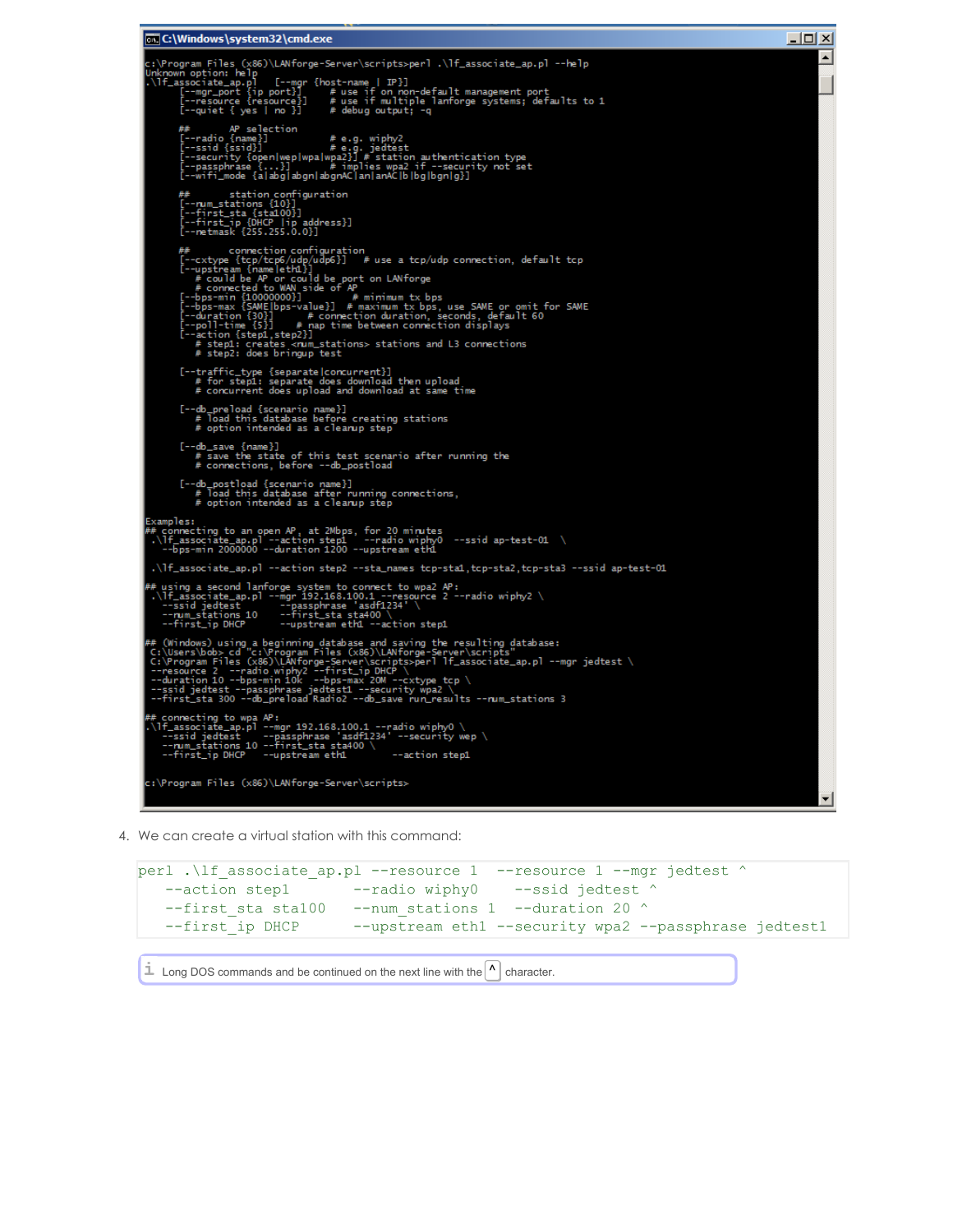```
C:\Windows\system32\cmd.exe

c:\Program Files (x86)\LANforge-Server\scripts>perl .\lf_associate_ap.pl --help
Unknown option: help
.\lf_associate_ap.pl    [--mgr {host-name | IP}]
        [--mgr_port {ip port}]      # use if on non-default management port
        [--resource {resource}]     # use if multiple lanforge systems; defaults to 1
        [--quiet { yes | no }]      # debug output; -q

        ##      AP selection
        [--radio {name}]            # e.g. wiphy2
        [--ssid {ssid}]             # e.g. jedtest
        [--security {open|wep|wpa|wpa2}] # station authentication type
        [--passphrase {...}]        # implies wpa2 if --security not set
        [--wifi_mode {a|abg|abgn|abgnAC|an|anAC|b|bg|bgn|g}]

        ##      station configuration
        [--num_stations {10}]
        [--first_sta {sta100}]
        [--first_ip {DHCP |ip address}]
        [--netmask {255.255.0.0}]

        ##      connection configuration
        [--cxtype {tcp/tcp6/udp/udp6}]   # use a tcp/udp connection, default tcp
        [--upstream {name|eth1}]
          # could be AP or could be port on LANforge
          # connected to WAN side of AP
        [--bps-min {10000000}]          # minimum tx bps
        [--bps-max {SAME|bps-value}]    # maximum tx bps, use SAME or omit for SAME
        [--duration {30}]       # connection duration, seconds, default 60
        [--poll-time {5}]       # nap time between connection displays
        [--action {step1,step2}]
          # step1: creates <num_stations> stations and L3 connections
          # step2: does bringup test

        [--traffic_type {separate|concurrent}]
          # for step1: separate does download then upload
          # concurrent does upload and download at same time

        [--db_preload {scenario name}]
          # load this database before creating stations
          # option intended as a cleanup step

        [--db_save {name}]
          # save the state of this test scenario after running the
          # connections, before --db_postload

        [--db_postload {scenario name}]
          # load this database after running connections,
          # option intended as a cleanup step

Examples:
## connecting to an open AP, at 2Mbps, for 20 minutes
 .\lf_associate_ap.pl --action step1   --radio wiphy0   --ssid ap-test-01   \
   --bps-min 2000000 --duration 1200 --upstream eth1

 .\lf_associate_ap.pl --action step2 --sta_names tcp-sta1,tcp-sta2,tcp-sta3 --ssid ap-test-01

## using a second lanforge system to connect to wpa2 AP:
 .\lf_associate_ap.pl --mgr 192.168.100.1 --resource 2 --radio wiphy2 \
   --ssid jedtest          --passphrase 'asdf1234' \
   --num_stations 10       --first_sta sta400 \
   --first_ip DHCP         --upstream eth1 --action step1

## (Windows) using a beginning database and saving the resulting database:
 C:\Users\bob> cd "c:\Program Files (x86)\LANforge-Server\scripts"
 C:\Program Files (x86)\LANforge-Server\scripts>perl lf_associate_ap.pl --mgr jedtest \
  --resource 2  --radio wiphy2 --first_ip DHCP \
  --duration 10 --bps-min 10k  --bps-max 20M --cxtype tcp \
  --ssid jedtest --passphrase jedtest1 --security wpa2 \
  --first_sta 300 --db_preload Radio2 --db_save run_results --num_stations 3

## connecting to wpa AP:
.\lf_associate_ap.pl --mgr 192.168.100.1 --radio wiphy0 \
   --ssid jedtest       --passphrase 'asdf1234' --security wep \
   --num_stations 10 --first_sta sta400 \
   --first_ip DHCP      --upstream eth1           --action step1

c:\Program Files (x86)\LANforge-Server\scripts>
```

4. We can create a virtual station with this command:

```
perl .\lf_associate_ap.pl --resource 1  --resource 1 --mgr jedtest ^
    --action step1         --radio wiphy0     --ssid jedtest ^
    --first_sta sta100     --num_stations 1   --duration 20 ^
    --first_ip DHCP        --upstream eth1 --security wpa2 --passphrase jedtest1
```

Long DOS commands and be continued on the next line with the ^ character.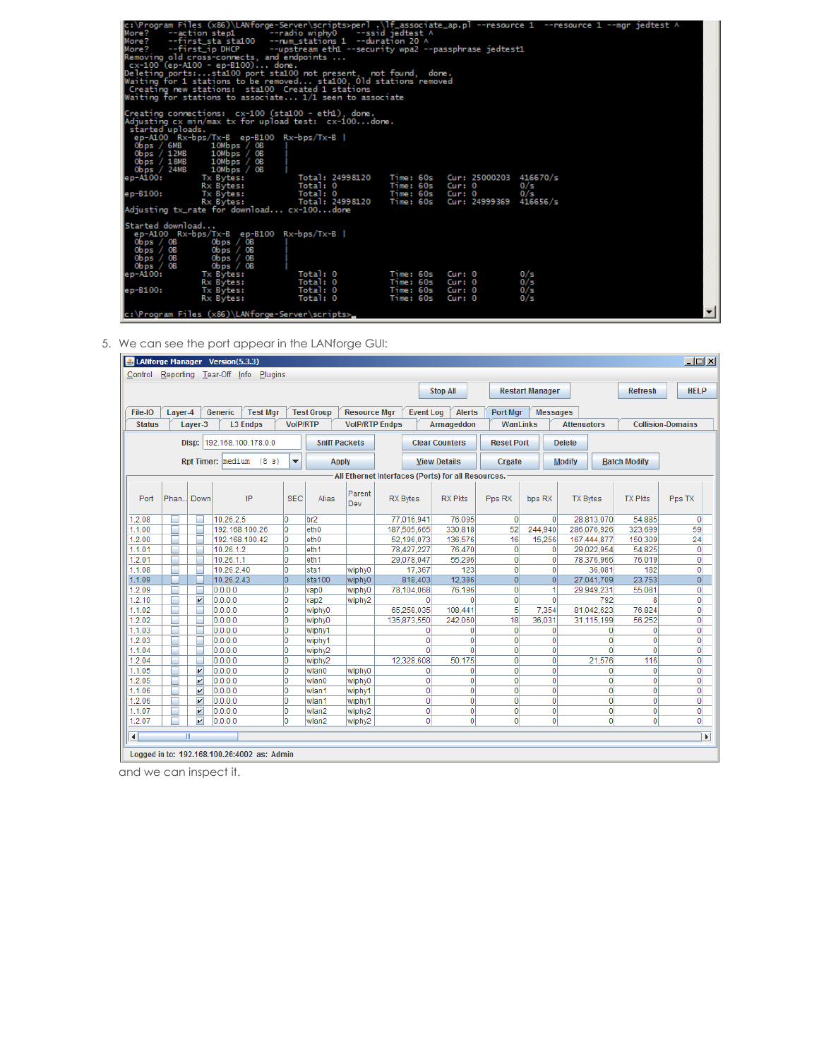```
c:\Program Files (x86)\LANforge-Server\scripts>perl .\lf_associate_ap.pl --resource 1  --resource 1 --mgr jedtest ^
More?    --action step1        --radio wiphy0     --ssid jedtest ^
More?    --first_sta sta100    --num_stations 1   --duration 20 ^
More?    --first_ip DHCP       --upstream eth1 --security wpa2 --passphrase jedtest1
Removing old cross-connects, and endpoints ...
 cx-100 (ep-A100 - ep-B100)... done.
Deleting ports:...sta100 port sta100 not present,  not found,  done.
Waiting for 1 stations to be removed... sta100, Old stations removed
 Creating new stations:  sta100  Created 1 stations
Waiting for stations to associate... 1/1 seen to associate

Creating connections:  cx-100 (sta100 - eth1), done.
Adjusting cx min/max tx for upload test:  cx-100...done.
 started uploads.
  ep-A100  Rx-bps/Tx-B  ep-B100  Rx-bps/Tx-B |
   0bps / 6MB        10Mbps / 0B     |
   0bps / 12MB       10Mbps / 0B     |
   0bps / 18MB       10Mbps / 0B     |
   0bps / 24MB       10Mbps / 0B     |
ep-A100:          Tx Bytes:          Total: 24998120    Time: 60s    Cur: 25000203   416670/s
                  Rx Bytes:          Total: 0           Time: 60s    Cur: 0          0/s
ep-B100:          Tx Bytes:          Total: 0           Time: 60s    Cur: 0          0/s
                  Rx Bytes:          Total: 24998120    Time: 60s    Cur: 24999369   416656/s
Adjusting tx_rate for download... cx-100...done

Started download...
  ep-A100  Rx-bps/Tx-B  ep-B100  Rx-bps/Tx-B |
   0bps / 0B         0bps / 0B       |
   0bps / 0B         0bps / 0B       |
   0bps / 0B         0bps / 0B       |
   0bps / 0B         0bps / 0B       |
ep-A100:          Tx Bytes:          Total: 0           Time: 60s    Cur: 0          0/s
                  Rx Bytes:          Total: 0           Time: 60s    Cur: 0          0/s
ep-B100:          Tx Bytes:          Total: 0           Time: 60s    Cur: 0          0/s
                  Rx Bytes:          Total: 0           Time: 60s    Cur: 0          0/s

c:\Program Files (x86)\LANforge-Server\scripts>_
```

5. We can see the port appear in the LANforge GUI:

LANforge Manager Version(5.3.3)

All Ethernet Interfaces (Ports) for all Resources.

| Port | Phan... | Down | IP | SEC | Alias | Parent Dev | RX Bytes | RX Pkts | Pps RX | bps RX | TX Bytes | TX Pkts | Pps TX |
|---|---|---|---|---|---|---|---|---|---|---|---|---|---|
| 1.2.08 | | | 10.26.2.5 | 0 | br2 | | 77,016,941 | 76,095 | 0 | 0 | 28,813,070 | 54,885 | 0 |
| 1.1.00 | | | 192.168.100.26 | 0 | eth0 | | 187,505,665 | 330,818 | 52 | 244,940 | 280,076,926 | 323,699 | 59 |
| 1.2.00 | | | 192.168.100.42 | 0 | eth0 | | 52,196,073 | 136,576 | 16 | 15,256 | 167,444,877 | 150,309 | 24 |
| 1.1.01 | | | 10.26.1.2 | 0 | eth1 | | 78,427,227 | 76,470 | 0 | 0 | 29,022,954 | 54,825 | 0 |
| 1.2.01 | | | 10.26.1.1 | 0 | eth1 | | 29,078,047 | 55,296 | 0 | 0 | 78,376,966 | 76,019 | 0 |
| 1.1.08 | | | 10.26.2.40 | 0 | sta1 | wiphy0 | 17,367 | 123 | 0 | 0 | 36,081 | 182 | 0 |
| 1.1.09 | | | 10.26.2.43 | 0 | sta100 | wiphy0 | 818,403 | 12,386 | 0 | 0 | 27,041,709 | 23,753 | 0 |
| 1.2.09 | | | 0.0.0.0 | 0 | vap0 | wiphy0 | 78,104,068 | 76,196 | 0 | 1 | 29,949,231 | 55,081 | 0 |
| 1.2.10 | | ✔ | 0.0.0.0 | 0 | vap2 | wiphy2 | 0 | 0 | 0 | 0 | 792 | 8 | 0 |
| 1.1.02 | | | 0.0.0.0 | 0 | wiphy0 | | 65,258,035 | 108,441 | 5 | 7,354 | 81,042,623 | 76,824 | 0 |
| 1.2.02 | | | 0.0.0.0 | 0 | wiphy0 | | 135,873,550 | 242,060 | 18 | 36,031 | 31,115,199 | 56,252 | 0 |
| 1.1.03 | | | 0.0.0.0 | 0 | wiphy1 | | 0 | 0 | 0 | 0 | 0 | 0 | 0 |
| 1.2.03 | | | 0.0.0.0 | 0 | wiphy1 | | 0 | 0 | 0 | 0 | 0 | 0 | 0 |
| 1.1.04 | | | 0.0.0.0 | 0 | wiphy2 | | 0 | 0 | 0 | 0 | 0 | 0 | 0 |
| 1.2.04 | | | 0.0.0.0 | 0 | wiphy2 | | 12,328,608 | 50,175 | 0 | 0 | 21,576 | 116 | 0 |
| 1.1.05 | | ✔ | 0.0.0.0 | 0 | wlan0 | wiphy0 | 0 | 0 | 0 | 0 | 0 | 0 | 0 |
| 1.2.05 | | ✔ | 0.0.0.0 | 0 | wlan0 | wiphy0 | 0 | 0 | 0 | 0 | 0 | 0 | 0 |
| 1.1.06 | | ✔ | 0.0.0.0 | 0 | wlan1 | wiphy1 | 0 | 0 | 0 | 0 | 0 | 0 | 0 |
| 1.2.06 | | ✔ | 0.0.0.0 | 0 | wlan1 | wiphy1 | 0 | 0 | 0 | 0 | 0 | 0 | 0 |
| 1.1.07 | | ✔ | 0.0.0.0 | 0 | wlan2 | wiphy2 | 0 | 0 | 0 | 0 | 0 | 0 | 0 |
| 1.2.07 | | ✔ | 0.0.0.0 | 0 | wlan2 | wiphy2 | 0 | 0 | 0 | 0 | 0 | 0 | 0 |

Logged in to: 192.168.100.26:4002 as: Admin

and we can inspect it.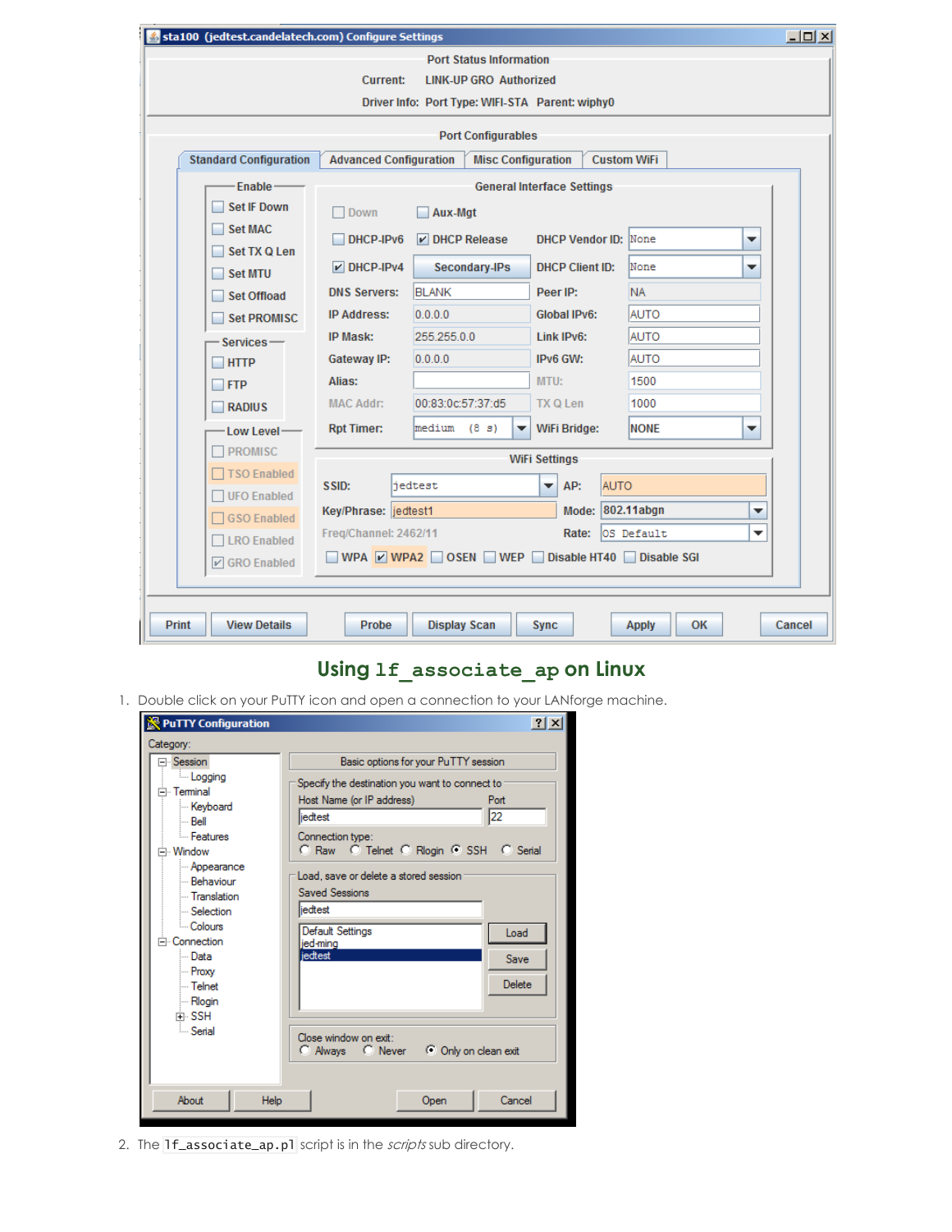## Using `lf_associate_ap` on Linux

1. Double click on your PuTTY icon and open a connection to your LANforge machine.
2. The `lf_associate_ap.pl` script is in the *scripts* sub directory.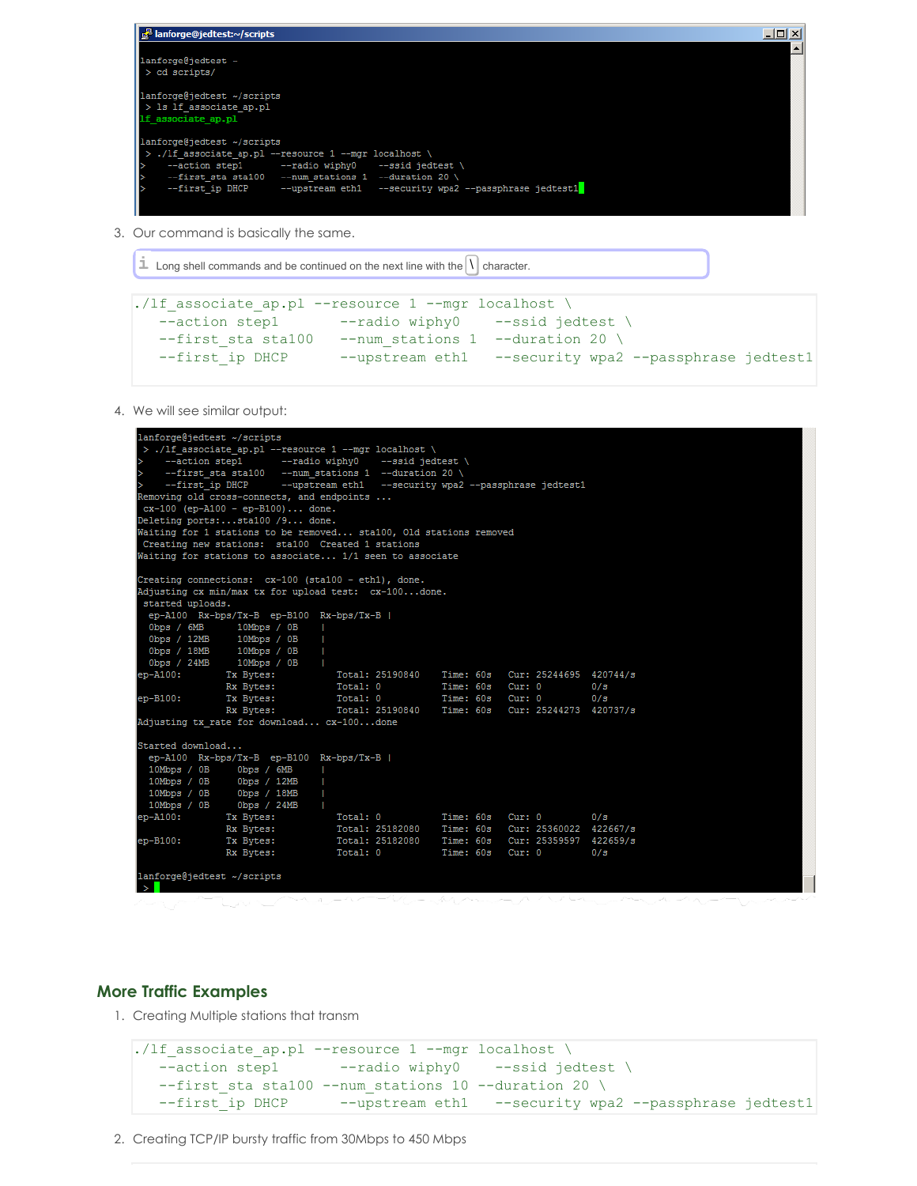```
lanforge@jedtest ~
 > cd scripts/

lanforge@jedtest ~/scripts
 > ls lf_associate_ap.pl
lf_associate_ap.pl

lanforge@jedtest ~/scripts
 > ./lf_associate_ap.pl --resource 1 --mgr localhost \
>     --action step1       --radio wiphy0     --ssid jedtest \
>     --first_sta sta100   --num_stations 1   --duration 20 \
>     --first_ip DHCP      --upstream eth1    --security wpa2 --passphrase jedtest1
```

3. Our command is basically the same.

> Long shell commands and be continued on the next line with the \ character.

```
./lf_associate_ap.pl --resource 1 --mgr localhost \
   --action step1        --radio wiphy0     --ssid jedtest \
   --first_sta sta100    --num_stations 1   --duration 20 \
   --first_ip DHCP       --upstream eth1    --security wpa2 --passphrase jedtest1
```

4. We will see similar output:

```
lanforge@jedtest ~/scripts
 > ./lf_associate_ap.pl --resource 1 --mgr localhost \
>     --action step1       --radio wiphy0     --ssid jedtest \
>     --first_sta sta100   --num_stations 1   --duration 20 \
>     --first_ip DHCP      --upstream eth1    --security wpa2 --passphrase jedtest1
Removing old cross-connects, and endpoints ...
 cx-100 (ep-A100 - ep-B100)... done.
Deleting ports:...sta100 /9... done.
Waiting for 1 stations to be removed... sta100, Old stations removed
 Creating new stations:  sta100  Created 1 stations
Waiting for stations to associate... 1/1 seen to associate

Creating connections:  cx-100 (sta100 - eth1), done.
Adjusting cx min/max tx for upload test:  cx-100...done.
 started uploads.
  ep-A100  Rx-bps/Tx-B  ep-B100  Rx-bps/Tx-B |
  0bps / 6MB       10Mbps / 0B     |
  0bps / 12MB      10Mbps / 0B     |
  0bps / 18MB      10Mbps / 0B     |
  0bps / 24MB      10Mbps / 0B     |
ep-A100:        Tx Bytes:           Total: 25190840    Time: 60s   Cur: 25244695  420744/s
                Rx Bytes:           Total: 0           Time: 60s   Cur: 0         0/s
ep-B100:        Tx Bytes:           Total: 0           Time: 60s   Cur: 0         0/s
                Rx Bytes:           Total: 25190840    Time: 60s   Cur: 25244273  420737/s
Adjusting tx_rate for download... cx-100...done

Started download...
  ep-A100  Rx-bps/Tx-B  ep-B100  Rx-bps/Tx-B |
  10Mbps / 0B      0bps / 6MB      |
  10Mbps / 0B      0bps / 12MB     |
  10Mbps / 0B      0bps / 18MB     |
  10Mbps / 0B      0bps / 24MB     |
ep-A100:        Tx Bytes:           Total: 0           Time: 60s   Cur: 0         0/s
                Rx Bytes:           Total: 25182080    Time: 60s   Cur: 25360022  422667/s
ep-B100:        Tx Bytes:           Total: 25182080    Time: 60s   Cur: 25359597  422659/s
                Rx Bytes:           Total: 0           Time: 60s   Cur: 0         0/s

lanforge@jedtest ~/scripts
 >
```

## More Traffic Examples

1. Creating Multiple stations that transm

```
./lf_associate_ap.pl --resource 1 --mgr localhost \
   --action step1        --radio wiphy0     --ssid jedtest \
   --first_sta sta100 --num_stations 10 --duration 20 \
   --first_ip DHCP       --upstream eth1    --security wpa2 --passphrase jedtest1
```

2. Creating TCP/IP bursty traffic from 30Mbps to 450 Mbps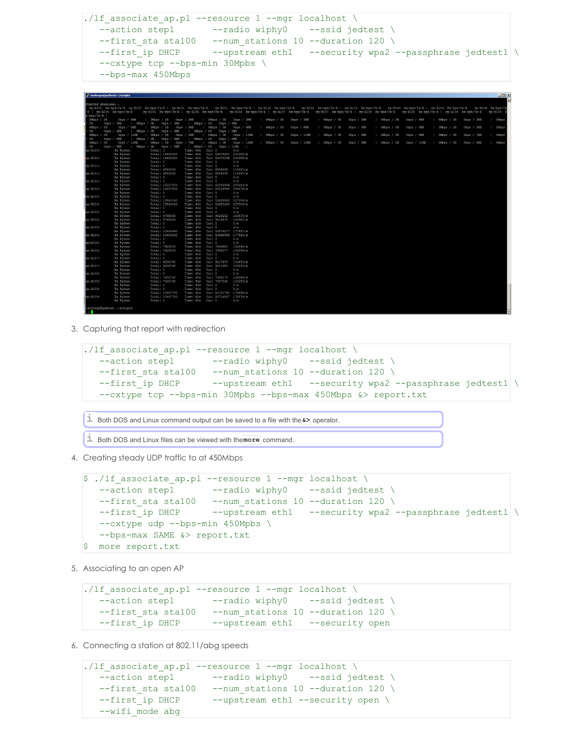```
./lf_associate_ap.pl --resource 1 --mgr localhost \
   --action step1        --radio wiphy0     --ssid jedtest \
   --first_sta sta100    --num_stations 10 --duration 120 \
   --first_ip DHCP       --upstream eth1    --security wpa2 --passphrase jedtest1 \
   --cxtype tcp --bps-min 30Mpbs \
   --bps-max 450Mbps
```

3. Capturing that report with redirection

```
./lf_associate_ap.pl --resource 1 --mgr localhost \
   --action step1        --radio wiphy0     --ssid jedtest \
   --first_sta sta100    --num_stations 10 --duration 120 \
   --first_ip DHCP       --upstream eth1    --security wpa2 --passphrase jedtest1 \
   --cxtype tcp --bps-min 30Mpbs --bps-max 450Mbps &> report.txt
```

Both DOS and Linux command output can be saved to a file with the `&>` operator.

Both DOS and Linux files can be viewed with the `more` command.

4. Creating steady UDP traffic to at 450Mbps

```
$ ./lf_associate_ap.pl --resource 1 --mgr localhost \
   --action step1        --radio wiphy0     --ssid jedtest \
   --first_sta sta100    --num_stations 10 --duration 120 \
   --first_ip DHCP       --upstream eth1    --security wpa2 --passphrase jedtest1 \
   --cxtype udp --bps-min 450Mpbs \
   --bps-max SAME &> report.txt
$  more report.txt
```

5. Associating to an open AP

```
./lf_associate_ap.pl --resource 1 --mgr localhost \
   --action step1        --radio wiphy0     --ssid jedtest \
   --first_sta sta100    --num_stations 10 --duration 120 \
   --first_ip DHCP       --upstream eth1    --security open
```

6. Connecting a station at 802.11/abg speeds

```
./lf_associate_ap.pl --resource 1 --mgr localhost \
   --action step1        --radio wiphy0     --ssid jedtest \
   --first_sta sta100    --num_stations 10 --duration 120 \
   --first_ip DHCP       --upstream eth1 --security open \
   --wifi_mode abg
```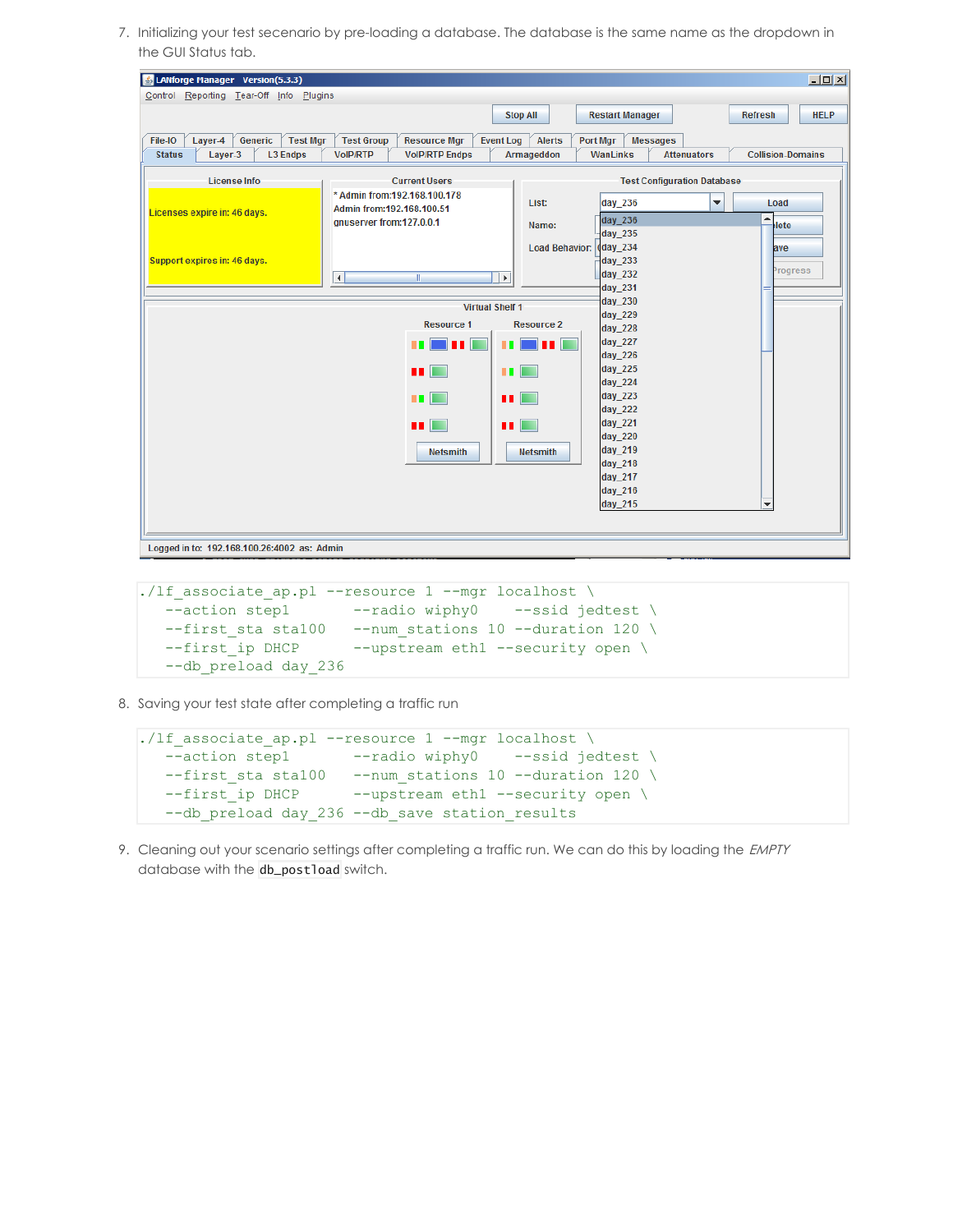7. Initializing your test secenario by pre-loading a database. The database is the same name as the dropdown in the GUI Status tab.

```
./lf_associate_ap.pl --resource 1 --mgr localhost \
   --action step1        --radio wiphy0     --ssid jedtest \
   --first_sta sta100    --num_stations 10 --duration 120 \
   --first_ip DHCP       --upstream eth1 --security open \
   --db_preload day_236
```

8. Saving your test state after completing a traffic run

```
./lf_associate_ap.pl --resource 1 --mgr localhost \
   --action step1        --radio wiphy0     --ssid jedtest \
   --first_sta sta100    --num_stations 10 --duration 120 \
   --first_ip DHCP       --upstream eth1 --security open \
   --db_preload day_236 --db_save station_results
```

9. Cleaning out your scenario settings after completing a traffic run. We can do this by loading the *EMPTY* database with the `db_postload` switch.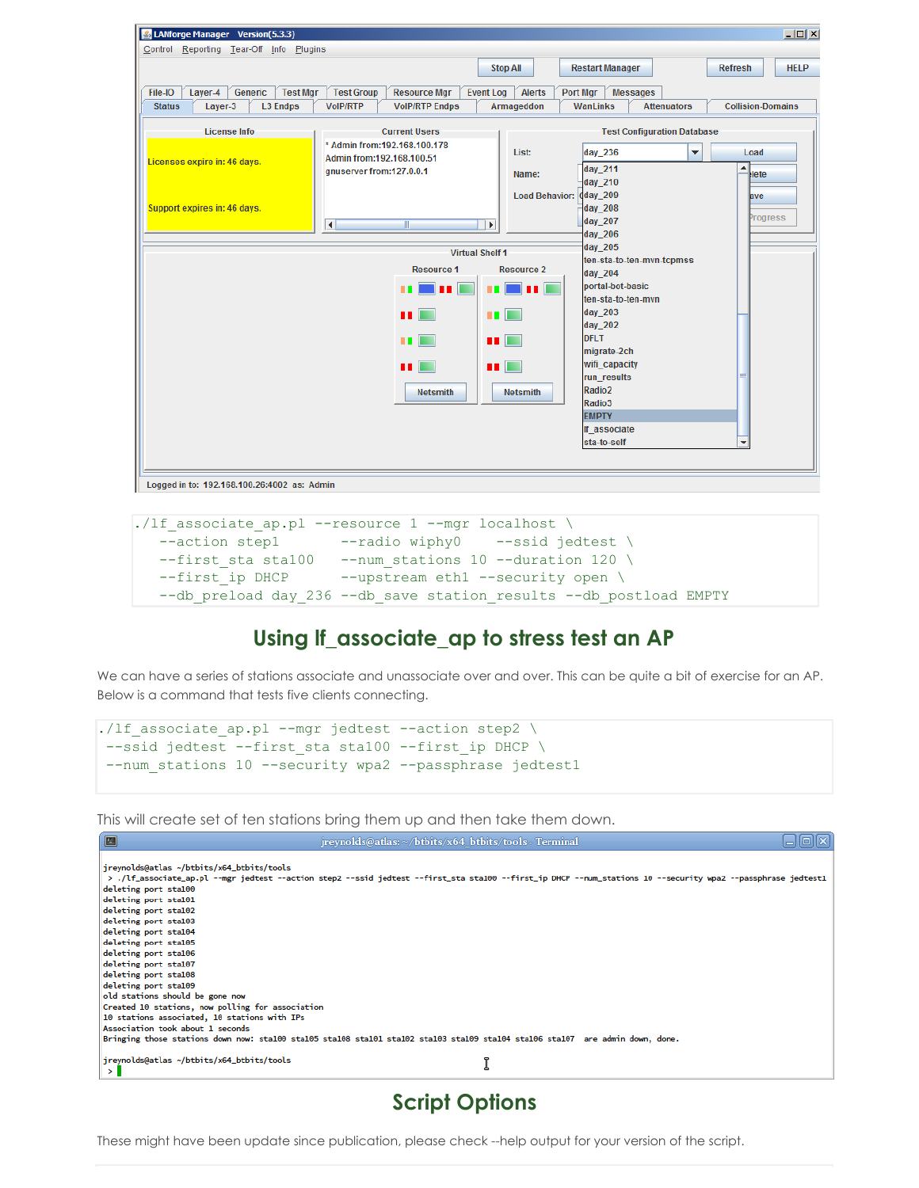```
./lf_associate_ap.pl --resource 1 --mgr localhost \
   --action step1      --radio wiphy0    --ssid jedtest \
   --first_sta sta100    --num_stations 10 --duration 120 \
   --first_ip DHCP     --upstream eth1 --security open \
   --db_preload day_236 --db_save station_results --db_postload EMPTY
```

## Using lf_associate_ap to stress test an AP

We can have a series of stations associate and unassociate over and over. This can be quite a bit of exercise for an AP. Below is a command that tests five clients connecting.

```
./lf_associate_ap.pl --mgr jedtest --action step2 \
 --ssid jedtest --first_sta sta100 --first_ip DHCP \
 --num_stations 10 --security wpa2 --passphrase jedtest1
```

This will create set of ten stations bring them up and then take them down.

```
jreynolds@atlas ~/btbits/x64_btbits/tools
 > ./lf_associate_ap.pl --mgr jedtest --action step2 --ssid jedtest --first_sta sta100 --first_ip DHCP --num_stations 10 --security wpa2 --passphrase jedtest1
deleting port sta100
deleting port sta101
deleting port sta102
deleting port sta103
deleting port sta104
deleting port sta105
deleting port sta106
deleting port sta107
deleting port sta108
deleting port sta109
old stations should be gone now
Created 10 stations, now polling for association
10 stations associated, 10 stations with IPs
Association took about 1 seconds
Bringing those stations down now: sta100 sta105 sta108 sta101 sta102 sta103 sta109 sta104 sta106 sta107  are admin down, done.

jreynolds@atlas ~/btbits/x64_btbits/tools
 >
```

## Script Options

These might have been update since publication, please check --help output for your version of the script.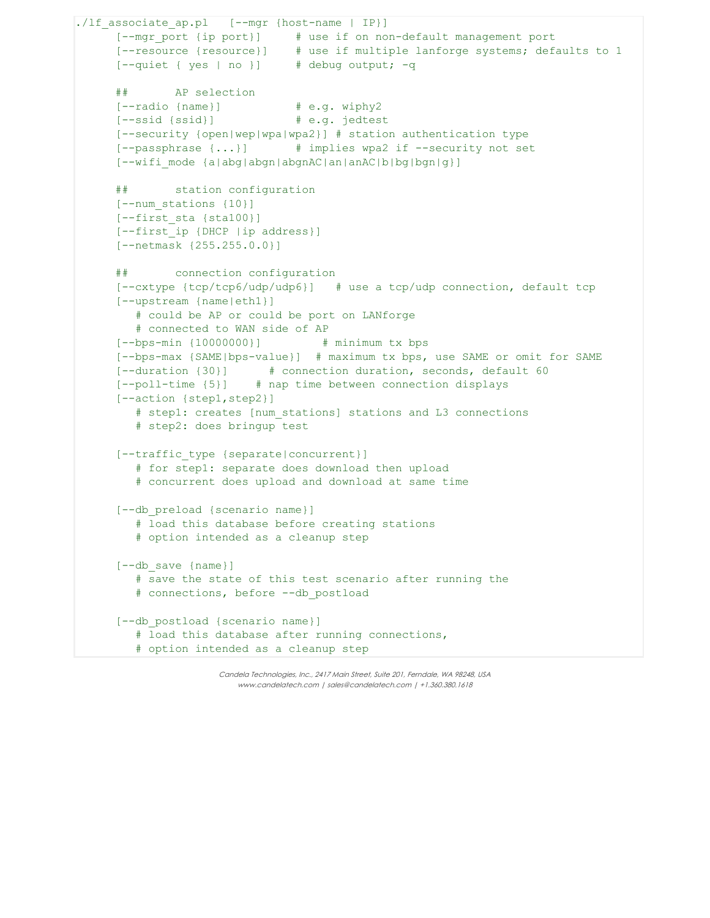```
./lf_associate_ap.pl   [--mgr {host-name | IP}]
      [--mgr_port {ip port}]     # use if on non-default management port
      [--resource {resource}]    # use if multiple lanforge systems; defaults to 1
      [--quiet { yes | no }]     # debug output; -q

      ##       AP selection
      [--radio {name}]           # e.g. wiphy2
      [--ssid {ssid}]            # e.g. jedtest
      [--security {open|wep|wpa|wpa2}] # station authentication type
      [--passphrase {...}]       # implies wpa2 if --security not set
      [--wifi_mode {a|abg|abgn|abgnAC|an|anAC|b|bg|bgn|g}]

      ##       station configuration
      [--num_stations {10}]
      [--first_sta {sta100}]
      [--first_ip {DHCP |ip address}]
      [--netmask {255.255.0.0}]

      ##       connection configuration
      [--cxtype {tcp/tcp6/udp/udp6}]   # use a tcp/udp connection, default tcp
      [--upstream {name|eth1}]
         # could be AP or could be port on LANforge
         # connected to WAN side of AP
      [--bps-min {10000000}]         # minimum tx bps
      [--bps-max {SAME|bps-value}]  # maximum tx bps, use SAME or omit for SAME
      [--duration {30}]      # connection duration, seconds, default 60
      [--poll-time {5}]    # nap time between connection displays
      [--action {step1,step2}]
         # step1: creates [num_stations] stations and L3 connections
         # step2: does bringup test

      [--traffic_type {separate|concurrent}]
         # for step1: separate does download then upload
         # concurrent does upload and download at same time

      [--db_preload {scenario name}]
         # load this database before creating stations
         # option intended as a cleanup step

      [--db_save {name}]
         # save the state of this test scenario after running the
         # connections, before --db_postload

      [--db_postload {scenario name}]
         # load this database after running connections,
         # option intended as a cleanup step
```